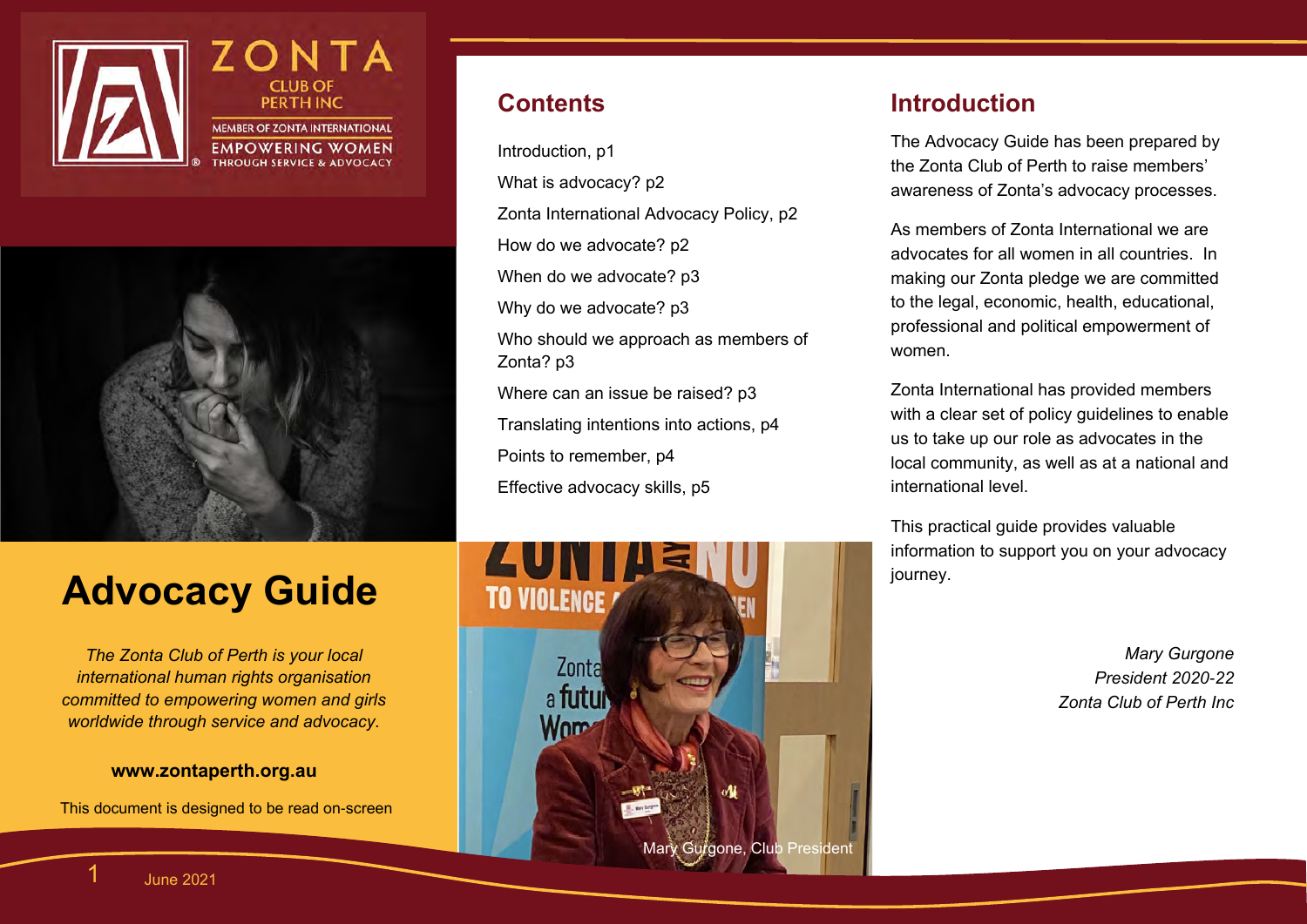ZONTA CLUB OF PERTH INC

MEMBER OF ZONTA INTERNATIONAL

EMPOWERING WOMEN THROUGH SERVICE & ADVOCACY

# Advocacy Guide

*The Zonta Club of Perth is your local international human rights organisation committed to empowering women and girls worldwide through service and advocacy.*

**www.zontaperth.org.au**

This document is designed to be read on-screen

June 2021

## Contents

Introduction, p1

What is advocacy? p2

Zonta International Advocacy Policy, p2

How do we advocate? p2

When do we advocate? p3

Why do we advocate? p3

Who should we approach as members of Zonta? p3

Where can an issue be raised? p3

Translating intentions into actions, p4

Points to remember, p4

Effective advocacy skills, p5

Mary Gurgone, Club President

## Introduction

The Advocacy Guide has been prepared by the Zonta Club of Perth to raise members' awareness of Zonta's advocacy processes.

As members of Zonta International we are advocates for all women in all countries. In making our Zonta pledge we are committed to the legal, economic, health, educational, professional and political empowerment of women.

Zonta International has provided members with a clear set of policy guidelines to enable us to take up our role as advocates in the local community, as well as at a national and international level.

This practical guide provides valuable information to support you on your advocacy journey.

*Mary Gurgone*
*President 2020-22*
*Zonta Club of Perth Inc*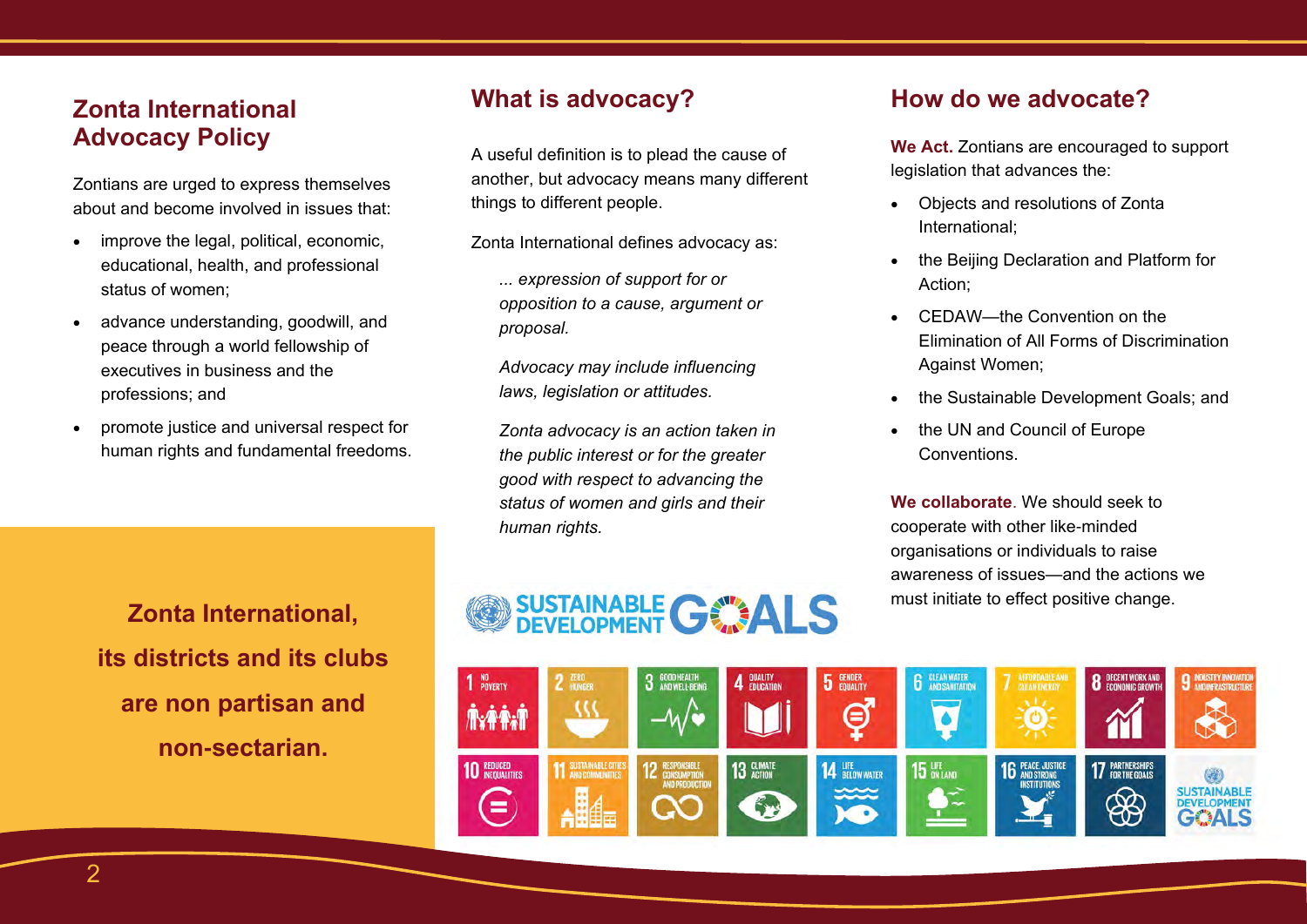## Zonta International Advocacy Policy

Zontians are urged to express themselves about and become involved in issues that:

- improve the legal, political, economic, educational, health, and professional status of women;
- advance understanding, goodwill, and peace through a world fellowship of executives in business and the professions; and
- promote justice and universal respect for human rights and fundamental freedoms.

**Zonta International, its districts and its clubs are non partisan and non-sectarian.**

## What is advocacy?

A useful definition is to plead the cause of another, but advocacy means many different things to different people.

Zonta International defines advocacy as:

> *... expression of support for or opposition to a cause, argument or proposal.*
>
> *Advocacy may include influencing laws, legislation or attitudes.*
>
> *Zonta advocacy is an action taken in the public interest or for the greater good with respect to advancing the status of women and girls and their human rights.*

## How do we advocate?

**We Act.** Zontians are encouraged to support legislation that advances the:

- Objects and resolutions of Zonta International;
- the Beijing Declaration and Platform for Action;
- CEDAW—the Convention on the Elimination of All Forms of Discrimination Against Women;
- the Sustainable Development Goals; and
- the UN and Council of Europe Conventions.

**We collaborate**. We should seek to cooperate with other like-minded organisations or individuals to raise awareness of issues—and the actions we must initiate to effect positive change.

SUSTAINABLE DEVELOPMENT GOALS

1 No Poverty; 2 Zero Hunger; 3 Good Health and Well-Being; 4 Quality Education; 5 Gender Equality; 6 Clean Water and Sanitation; 7 Affordable and Clean Energy; 8 Decent Work and Economic Growth; 9 Industry Innovation and Infrastructure; 10 Reduced Inequalities; 11 Sustainable Cities and Communities; 12 Responsible Consumption and Production; 13 Climate Action; 14 Life Below Water; 15 Life on Land; 16 Peace, Justice and Strong Institutions; 17 Partnerships for the Goals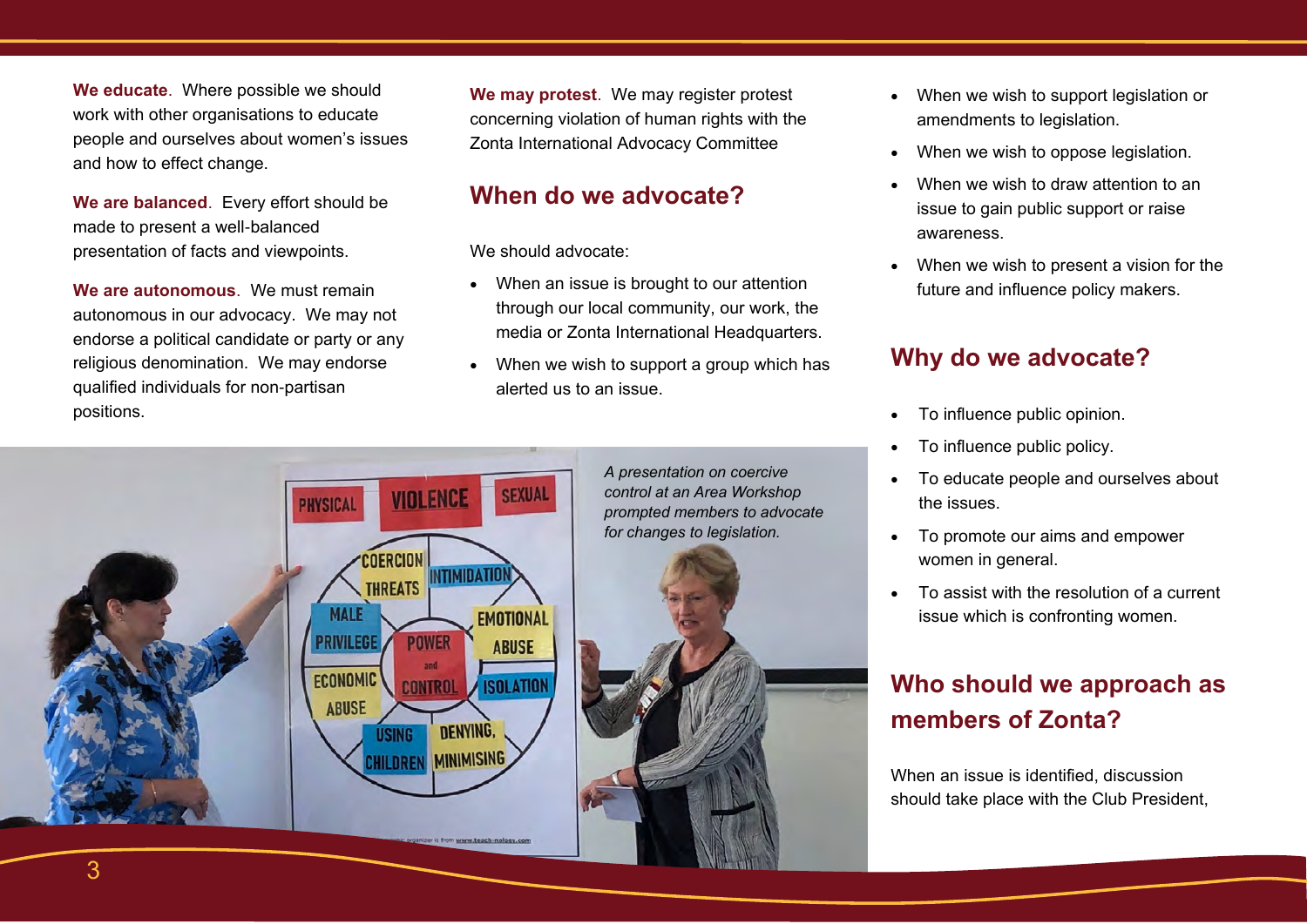**We educate**. Where possible we should work with other organisations to educate people and ourselves about women's issues and how to effect change.

**We are balanced**. Every effort should be made to present a well-balanced presentation of facts and viewpoints.

**We are autonomous**. We must remain autonomous in our advocacy. We may not endorse a political candidate or party or any religious denomination. We may endorse qualified individuals for non-partisan positions.

**We may protest**. We may register protest concerning violation of human rights with the Zonta International Advocacy Committee

## When do we advocate?

We should advocate:

- When an issue is brought to our attention through our local community, our work, the media or Zonta International Headquarters.
- When we wish to support a group which has alerted us to an issue.
- When we wish to support legislation or amendments to legislation.
- When we wish to oppose legislation.
- When we wish to draw attention to an issue to gain public support or raise awareness.
- When we wish to present a vision for the future and influence policy makers.

*A presentation on coercive control at an Area Workshop prompted members to advocate for changes to legislation.*

## Why do we advocate?

- To influence public opinion.
- To influence public policy.
- To educate people and ourselves about the issues.
- To promote our aims and empower women in general.
- To assist with the resolution of a current issue which is confronting women.

## Who should we approach as members of Zonta?

When an issue is identified, discussion should take place with the Club President,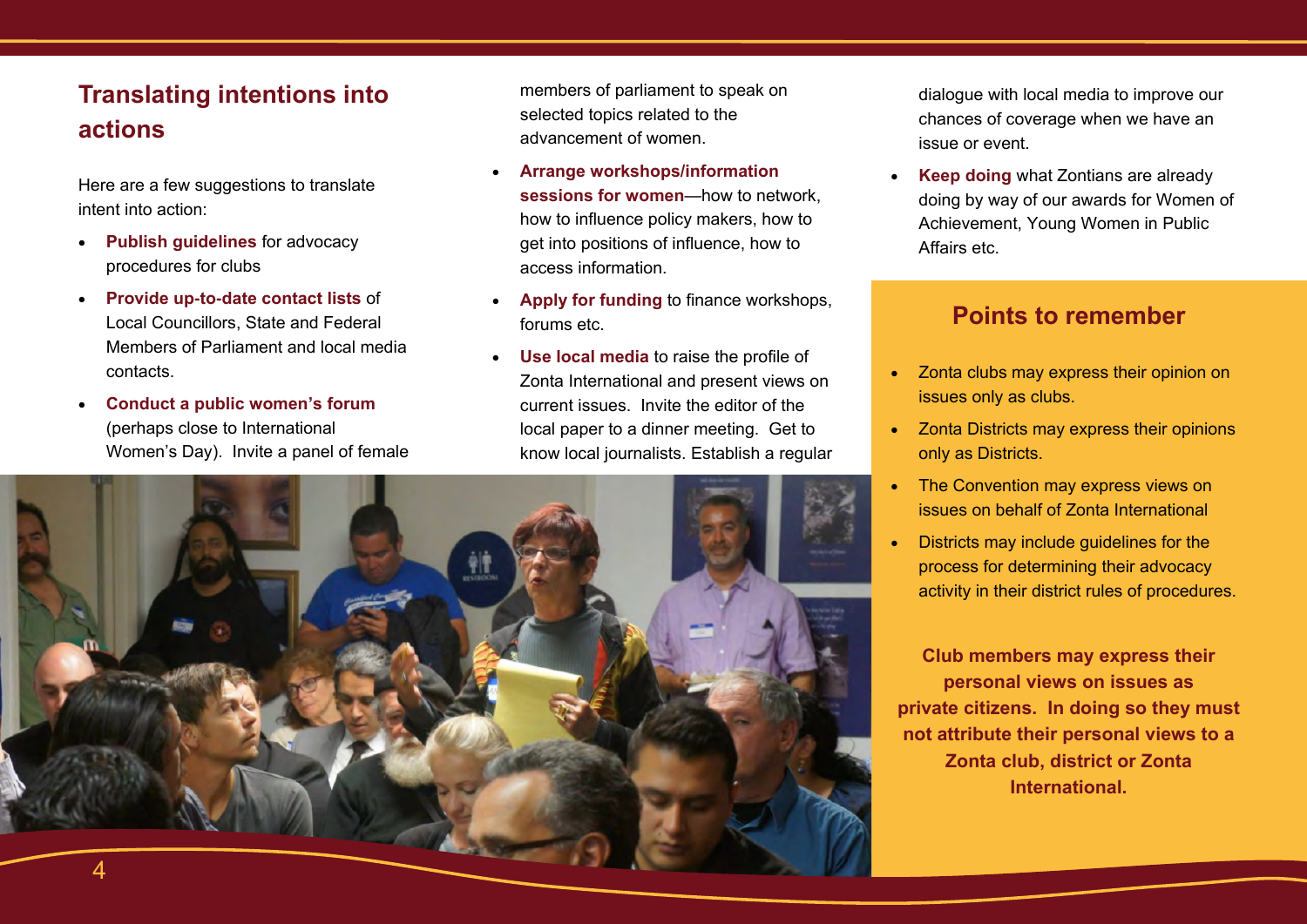## Translating intentions into actions

Here are a few suggestions to translate intent into action:

- **Publish guidelines** for advocacy procedures for clubs
- **Provide up-to-date contact lists** of Local Councillors, State and Federal Members of Parliament and local media contacts.
- **Conduct a public women's forum** (perhaps close to International Women's Day). Invite a panel of female members of parliament to speak on selected topics related to the advancement of women.
- **Arrange workshops/information sessions for women**—how to network, how to influence policy makers, how to get into positions of influence, how to access information.
- **Apply for funding** to finance workshops, forums etc.
- **Use local media** to raise the profile of Zonta International and present views on current issues. Invite the editor of the local paper to a dinner meeting. Get to know local journalists. Establish a regular dialogue with local media to improve our chances of coverage when we have an issue or event.
- **Keep doing** what Zontians are already doing by way of our awards for Women of Achievement, Young Women in Public Affairs etc.

## Points to remember

- Zonta clubs may express their opinion on issues only as clubs.
- Zonta Districts may express their opinions only as Districts.
- The Convention may express views on issues on behalf of Zonta International
- Districts may include guidelines for the process for determining their advocacy activity in their district rules of procedures.

**Club members may express their personal views on issues as private citizens. In doing so they must not attribute their personal views to a Zonta club, district or Zonta International.**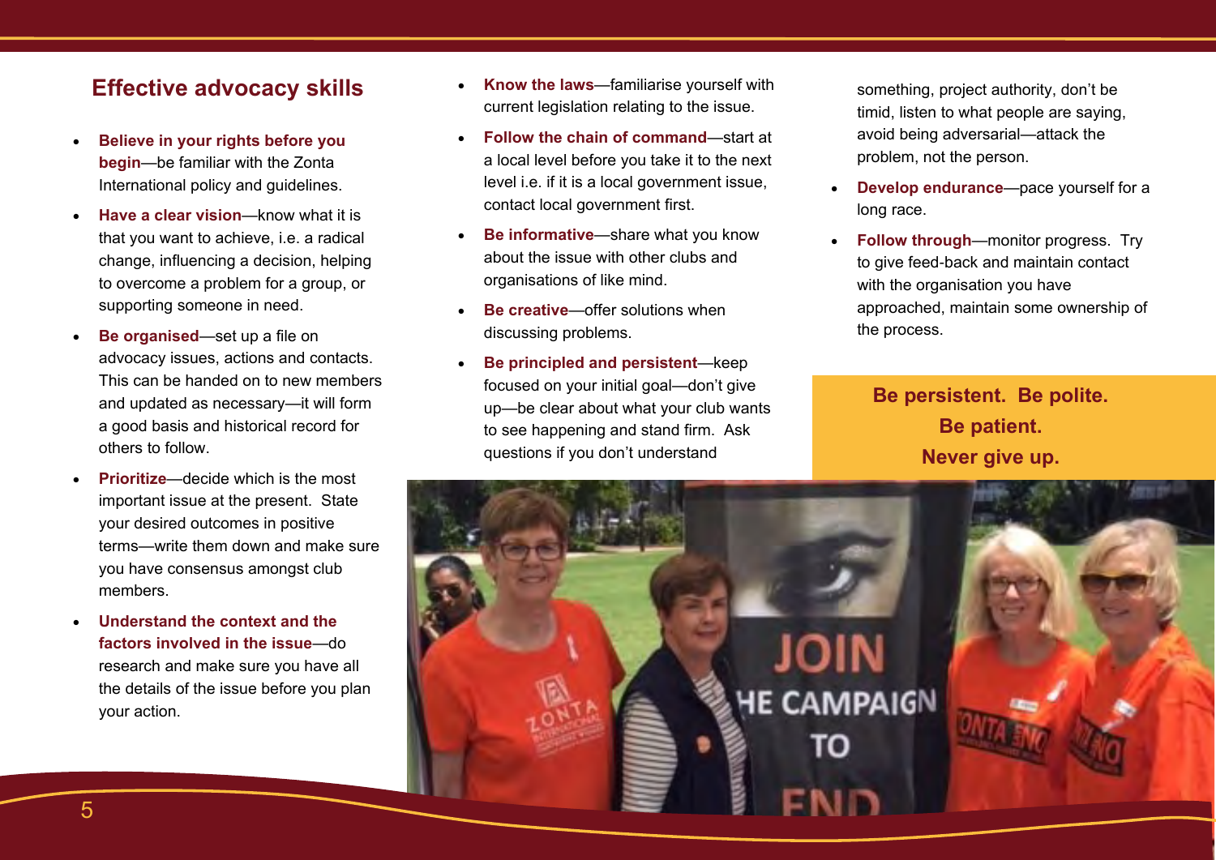## Effective advocacy skills

- **Believe in your rights before you begin**—be familiar with the Zonta International policy and guidelines.
- **Have a clear vision**—know what it is that you want to achieve, i.e. a radical change, influencing a decision, helping to overcome a problem for a group, or supporting someone in need.
- **Be organised**—set up a file on advocacy issues, actions and contacts. This can be handed on to new members and updated as necessary—it will form a good basis and historical record for others to follow.
- **Prioritize**—decide which is the most important issue at the present. State your desired outcomes in positive terms—write them down and make sure you have consensus amongst club members.
- **Understand the context and the factors involved in the issue**—do research and make sure you have all the details of the issue before you plan your action.
- **Know the laws**—familiarise yourself with current legislation relating to the issue.
- **Follow the chain of command**—start at a local level before you take it to the next level i.e. if it is a local government issue, contact local government first.
- **Be informative**—share what you know about the issue with other clubs and organisations of like mind.
- **Be creative**—offer solutions when discussing problems.
- **Be principled and persistent**—keep focused on your initial goal—don't give up—be clear about what your club wants to see happening and stand firm. Ask questions if you don't understand something, project authority, don't be timid, listen to what people are saying, avoid being adversarial—attack the problem, not the person.
- **Develop endurance**—pace yourself for a long race.
- **Follow through**—monitor progress. Try to give feed-back and maintain contact with the organisation you have approached, maintain some ownership of the process.

**Be persistent. Be polite.**
**Be patient.**
**Never give up.**